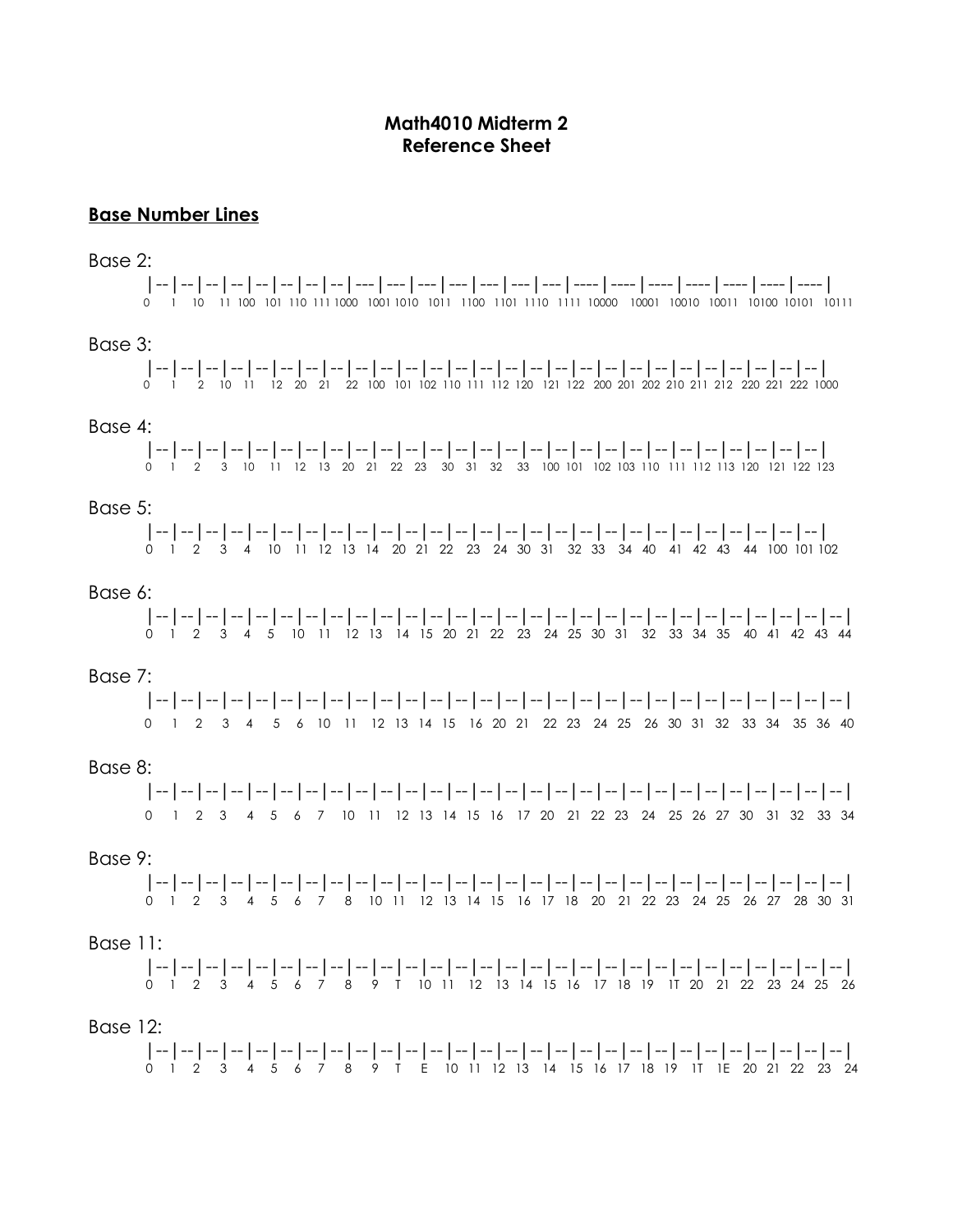# Math4010 Midterm 2
# Reference Sheet

## Base Number Lines

Base 2:

```
|--|--|--|--|--|--|--|--|---|---|---|---|---|---|---|----|----|----|----|----|----|----|----|
0  1  10 11 100 101 110 111 1000 1001 1010 1011 1100 1101 1110 1111 10000 10001 10010 10011 10100 10101 10111
```

Base 3:

```
|--|--|--|--|--|--|--|--|--|--|--|--|--|--|--|--|--|--|--|--|--|--|--|--|--|--|--|
0  1  2  10 11 12 20 21 22 100 101 102 110 111 112 120 121 122 200 201 202 210 211 212 220 221 222 1000
```

Base 4:

```
|--|--|--|--|--|--|--|--|--|--|--|--|--|--|--|--|--|--|--|--|--|--|--|--|--|--|--|
0  1  2  3  10 11 12 13 20 21 22 23 30 31 32 33 100 101 102 103 110 111 112 113 120 121 122 123
```

Base 5:

```
|--|--|--|--|--|--|--|--|--|--|--|--|--|--|--|--|--|--|--|--|--|--|--|--|--|--|--|
0  1  2  3  4  10 11 12 13 14 20 21 22 23 24 30 31 32 33 34 40 41 42 43 44 100 101 102
```

Base 6:

```
|--|--|--|--|--|--|--|--|--|--|--|--|--|--|--|--|--|--|--|--|--|--|--|--|--|--|--|--|
0  1  2  3  4  5  10 11 12 13 14 15 20 21 22 23 24 25 30 31 32 33 34 35 40 41 42 43 44
```

Base 7:

```
|--|--|--|--|--|--|--|--|--|--|--|--|--|--|--|--|--|--|--|--|--|--|--|--|--|--|--|--|
0  1  2  3  4  5  6  10 11 12 13 14 15 16 20 21 22 23 24 25 26 30 31 32 33 34 35 36 40
```

Base 8:

```
|--|--|--|--|--|--|--|--|--|--|--|--|--|--|--|--|--|--|--|--|--|--|--|--|--|--|--|--|
0  1  2  3  4  5  6  7  10 11 12 13 14 15 16 17 20 21 22 23 24 25 26 27 30 31 32 33 34
```

Base 9:

```
|--|--|--|--|--|--|--|--|--|--|--|--|--|--|--|--|--|--|--|--|--|--|--|--|--|--|--|--|
0  1  2  3  4  5  6  7  8  10 11 12 13 14 15 16 17 18 20 21 22 23 24 25 26 27 28 30 31
```

Base 11:

```
|--|--|--|--|--|--|--|--|--|--|--|--|--|--|--|--|--|--|--|--|--|--|--|--|--|--|--|--|
0  1  2  3  4  5  6  7  8  9  T  10 11 12 13 14 15 16 17 18 19 1T 20 21 22 23 24 25 26
```

Base 12:

```
|--|--|--|--|--|--|--|--|--|--|--|--|--|--|--|--|--|--|--|--|--|--|--|--|--|--|--|--|
0  1  2  3  4  5  6  7  8  9  T  E  10 11 12 13 14 15 16 17 18 19 1T 1E 20 21 22 23 24
```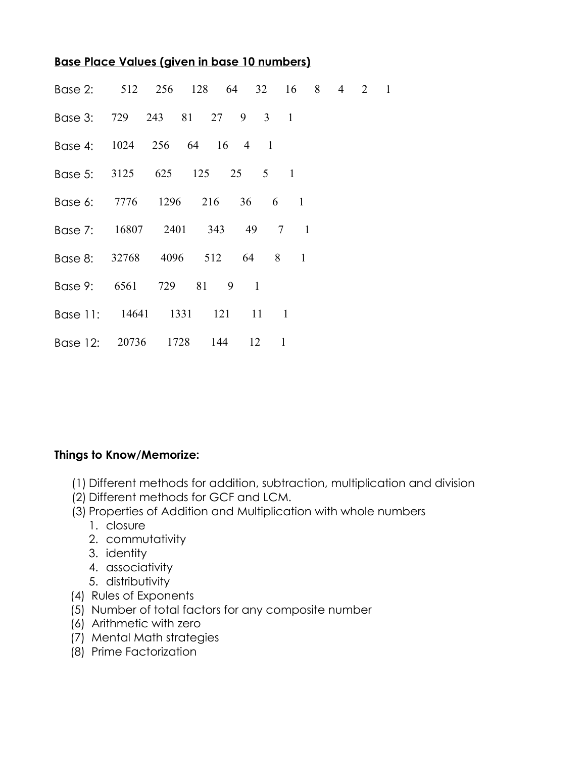**Base Place Values (given in base 10 numbers)**

Base 2: 512 256 128 64 32 16 8 4 2 1

Base 3: 729 243 81 27 9 3 1

Base 4: 1024 256 64 16 4 1

Base 5: 3125 625 125 25 5 1

Base 6: 7776 1296 216 36 6 1

Base 7: 16807 2401 343 49 7 1

Base 8: 32768 4096 512 64 8 1

Base 9: 6561 729 81 9 1

Base 11: 14641 1331 121 11 1

Base 12: 20736 1728 144 12 1

**Things to Know/Memorize:**

(1) Different methods for addition, subtraction, multiplication and division
(2) Different methods for GCF and LCM.
(3) Properties of Addition and Multiplication with whole numbers
   1. closure
   2. commutativity
   3. identity
   4. associativity
   5. distributivity
(4) Rules of Exponents
(5) Number of total factors for any composite number
(6) Arithmetic with zero
(7) Mental Math strategies
(8) Prime Factorization